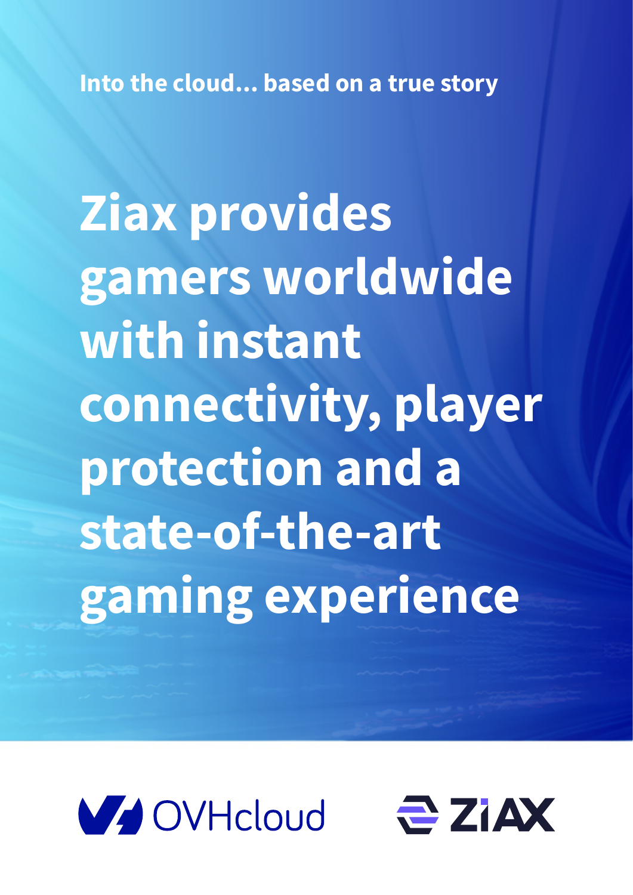Into the cloud... based on a true story

# Ziax provides gamers worldwide with instant connectivity, player protection and a state-of-the-art gaming experience

OVHcloud

ZIAX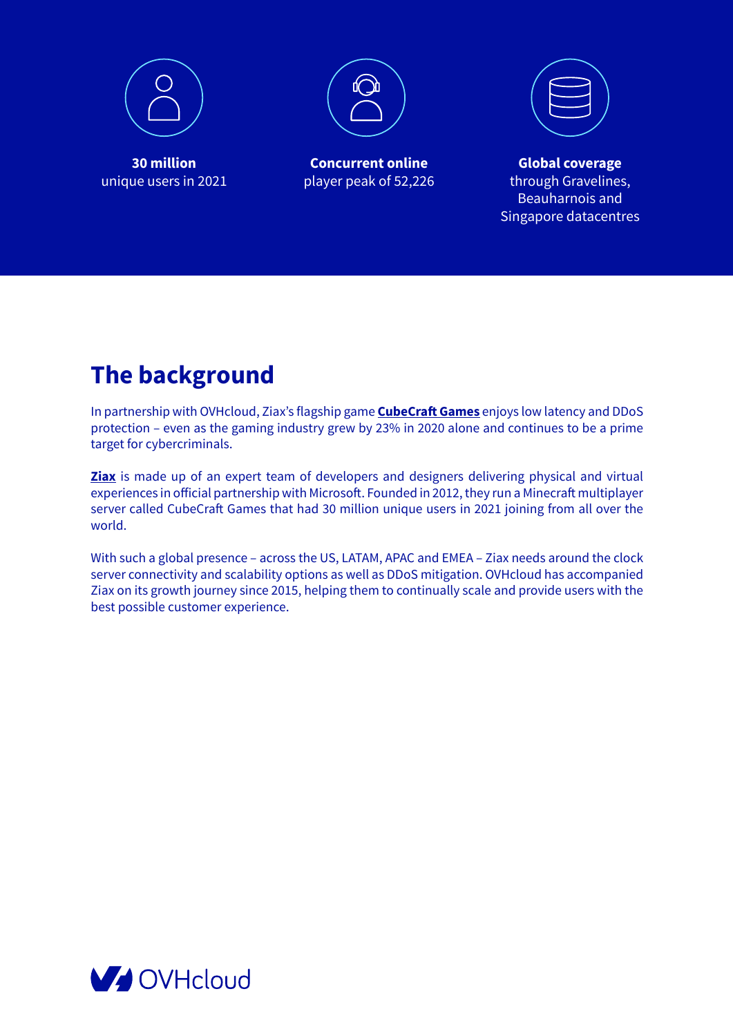**30 million** unique users in 2021

**Concurrent online** player peak of 52,226

**Global coverage** through Gravelines, Beauharnois and Singapore datacentres

## The background

In partnership with OVHcloud, Ziax's flagship game **CubeCraft Games** enjoys low latency and DDoS protection – even as the gaming industry grew by 23% in 2020 alone and continues to be a prime target for cybercriminals.

**Ziax** is made up of an expert team of developers and designers delivering physical and virtual experiences in official partnership with Microsoft. Founded in 2012, they run a Minecraft multiplayer server called CubeCraft Games that had 30 million unique users in 2021 joining from all over the world.

With such a global presence – across the US, LATAM, APAC and EMEA – Ziax needs around the clock server connectivity and scalability options as well as DDoS mitigation. OVHcloud has accompanied Ziax on its growth journey since 2015, helping them to continually scale and provide users with the best possible customer experience.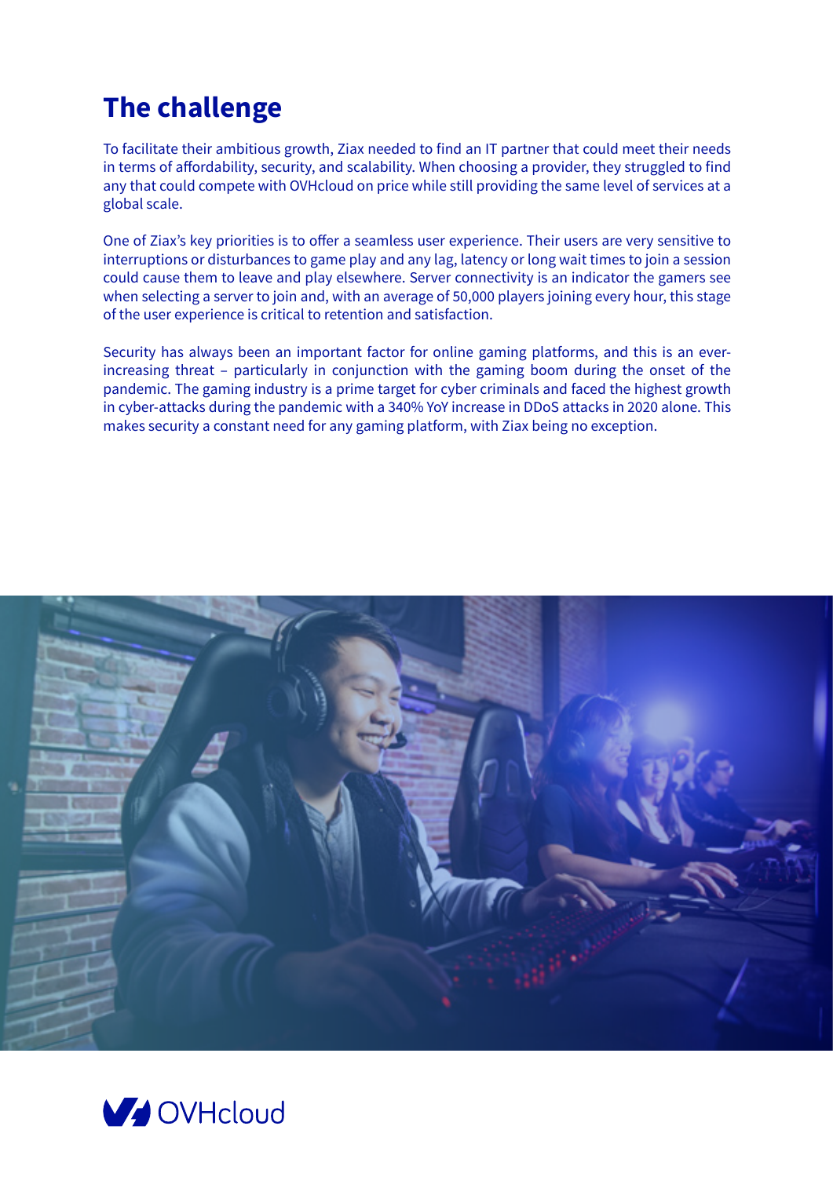# The challenge

To facilitate their ambitious growth, Ziax needed to find an IT partner that could meet their needs in terms of affordability, security, and scalability. When choosing a provider, they struggled to find any that could compete with OVHcloud on price while still providing the same level of services at a global scale.

One of Ziax's key priorities is to offer a seamless user experience. Their users are very sensitive to interruptions or disturbances to game play and any lag, latency or long wait times to join a session could cause them to leave and play elsewhere. Server connectivity is an indicator the gamers see when selecting a server to join and, with an average of 50,000 players joining every hour, this stage of the user experience is critical to retention and satisfaction.

Security has always been an important factor for online gaming platforms, and this is an ever-increasing threat – particularly in conjunction with the gaming boom during the onset of the pandemic. The gaming industry is a prime target for cyber criminals and faced the highest growth in cyber-attacks during the pandemic with a 340% YoY increase in DDoS attacks in 2020 alone. This makes security a constant need for any gaming platform, with Ziax being no exception.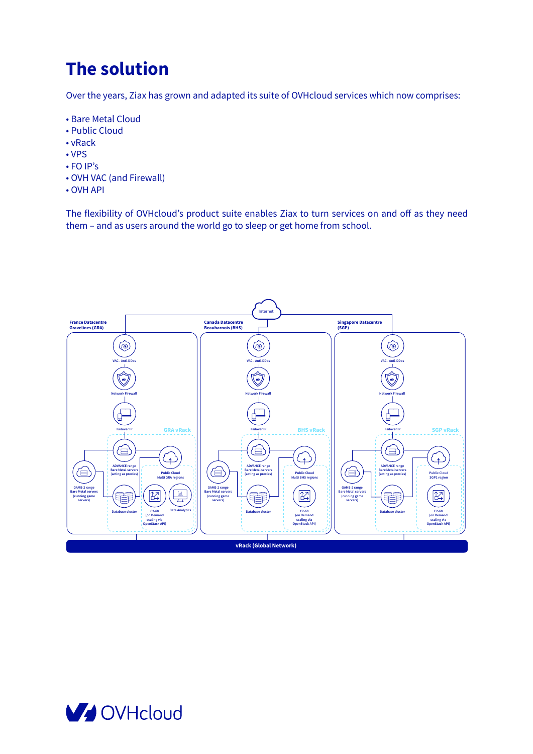# The solution

Over the years, Ziax has grown and adapted its suite of OVHcloud services which now comprises:

- Bare Metal Cloud
- Public Cloud
- vRack
- VPS
- FO IP's
- OVH VAC (and Firewall)
- OVH API

The flexibility of OVHcloud's product suite enables Ziax to turn services on and off as they need them – and as users around the world go to sleep or get home from school.

Internet

France Datacentre Gravelines (GRA)

VAC - Anti-DDos

Network Firewall

Failover IP

GRA vRack

ADVANCE range Bare Metal servers (acting as proxies)

Public Cloud Multi GRA regions

GAME-2 range Bare Metal servers (running game servers)

Database cluster

C2-60 (on Demand scaling via OpenStack API)

Data Analytics

Canada Datacentre Beauharnois (BHS)

VAC - Anti-DDos

Network Firewall

Failover IP

BHS vRack

ADVANCE range Bare Metal servers (acting as proxies)

Public Cloud Multi BHS regions

GAME-2 range Bare Metal servers (running game servers)

Database cluster

C2-60 (on Demand scaling via OpenStack API)

Singapore Datacentre (SGP)

VAC - Anti-DDos

Network Firewall

Failover IP

SGP vRack

ADVANCE range Bare Metal servers (acting as proxies)

Public Cloud SGP1 region

GAME-2 range Bare Metal servers (running game servers)

Database cluster

C2-60 (on Demand scaling via OpenStack API)

vRack (Global Network)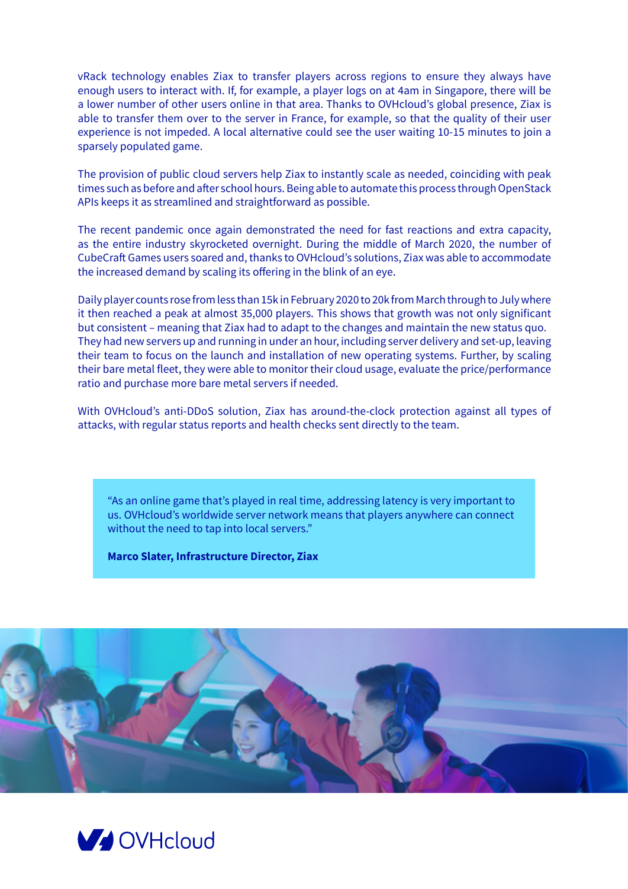vRack technology enables Ziax to transfer players across regions to ensure they always have enough users to interact with. If, for example, a player logs on at 4am in Singapore, there will be a lower number of other users online in that area. Thanks to OVHcloud's global presence, Ziax is able to transfer them over to the server in France, for example, so that the quality of their user experience is not impeded. A local alternative could see the user waiting 10-15 minutes to join a sparsely populated game.

The provision of public cloud servers help Ziax to instantly scale as needed, coinciding with peak times such as before and after school hours. Being able to automate this process through OpenStack APIs keeps it as streamlined and straightforward as possible.

The recent pandemic once again demonstrated the need for fast reactions and extra capacity, as the entire industry skyrocketed overnight. During the middle of March 2020, the number of CubeCraft Games users soared and, thanks to OVHcloud's solutions, Ziax was able to accommodate the increased demand by scaling its offering in the blink of an eye.

Daily player counts rose from less than 15k in February 2020 to 20k from March through to July where it then reached a peak at almost 35,000 players. This shows that growth was not only significant but consistent – meaning that Ziax had to adapt to the changes and maintain the new status quo. They had new servers up and running in under an hour, including server delivery and set-up, leaving their team to focus on the launch and installation of new operating systems. Further, by scaling their bare metal fleet, they were able to monitor their cloud usage, evaluate the price/performance ratio and purchase more bare metal servers if needed.

With OVHcloud's anti-DDoS solution, Ziax has around-the-clock protection against all types of attacks, with regular status reports and health checks sent directly to the team.

> "As an online game that's played in real time, addressing latency is very important to us. OVHcloud's worldwide server network means that players anywhere can connect without the need to tap into local servers."
>
> **Marco Slater, Infrastructure Director, Ziax**

OVHcloud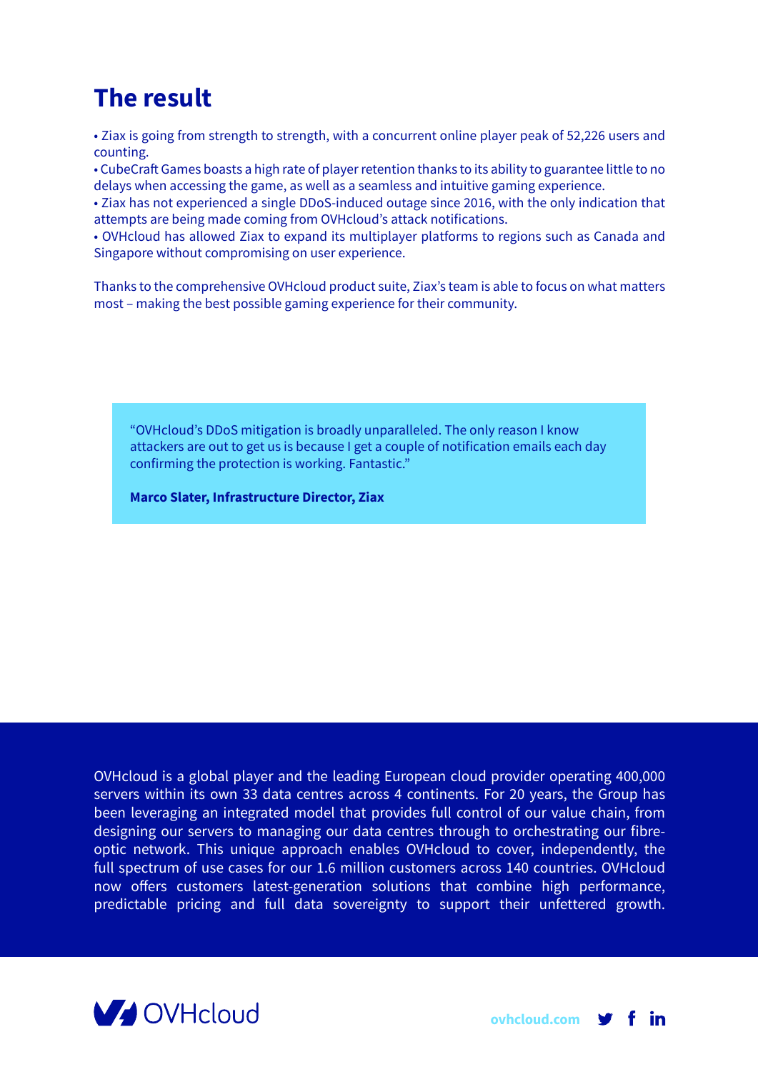## The result

- Ziax is going from strength to strength, with a concurrent online player peak of 52,226 users and counting.
- CubeCraft Games boasts a high rate of player retention thanks to its ability to guarantee little to no delays when accessing the game, as well as a seamless and intuitive gaming experience.
- Ziax has not experienced a single DDoS-induced outage since 2016, with the only indication that attempts are being made coming from OVHcloud's attack notifications.
- OVHcloud has allowed Ziax to expand its multiplayer platforms to regions such as Canada and Singapore without compromising on user experience.

Thanks to the comprehensive OVHcloud product suite, Ziax's team is able to focus on what matters most – making the best possible gaming experience for their community.

> "OVHcloud's DDoS mitigation is broadly unparalleled. The only reason I know attackers are out to get us is because I get a couple of notification emails each day confirming the protection is working. Fantastic."
>
> **Marco Slater, Infrastructure Director, Ziax**

OVHcloud is a global player and the leading European cloud provider operating 400,000 servers within its own 33 data centres across 4 continents. For 20 years, the Group has been leveraging an integrated model that provides full control of our value chain, from designing our servers to managing our data centres through to orchestrating our fibre-optic network. This unique approach enables OVHcloud to cover, independently, the full spectrum of use cases for our 1.6 million customers across 140 countries. OVHcloud now offers customers latest-generation solutions that combine high performance, predictable pricing and full data sovereignty to support their unfettered growth.

OVHcloud

ovhcloud.com